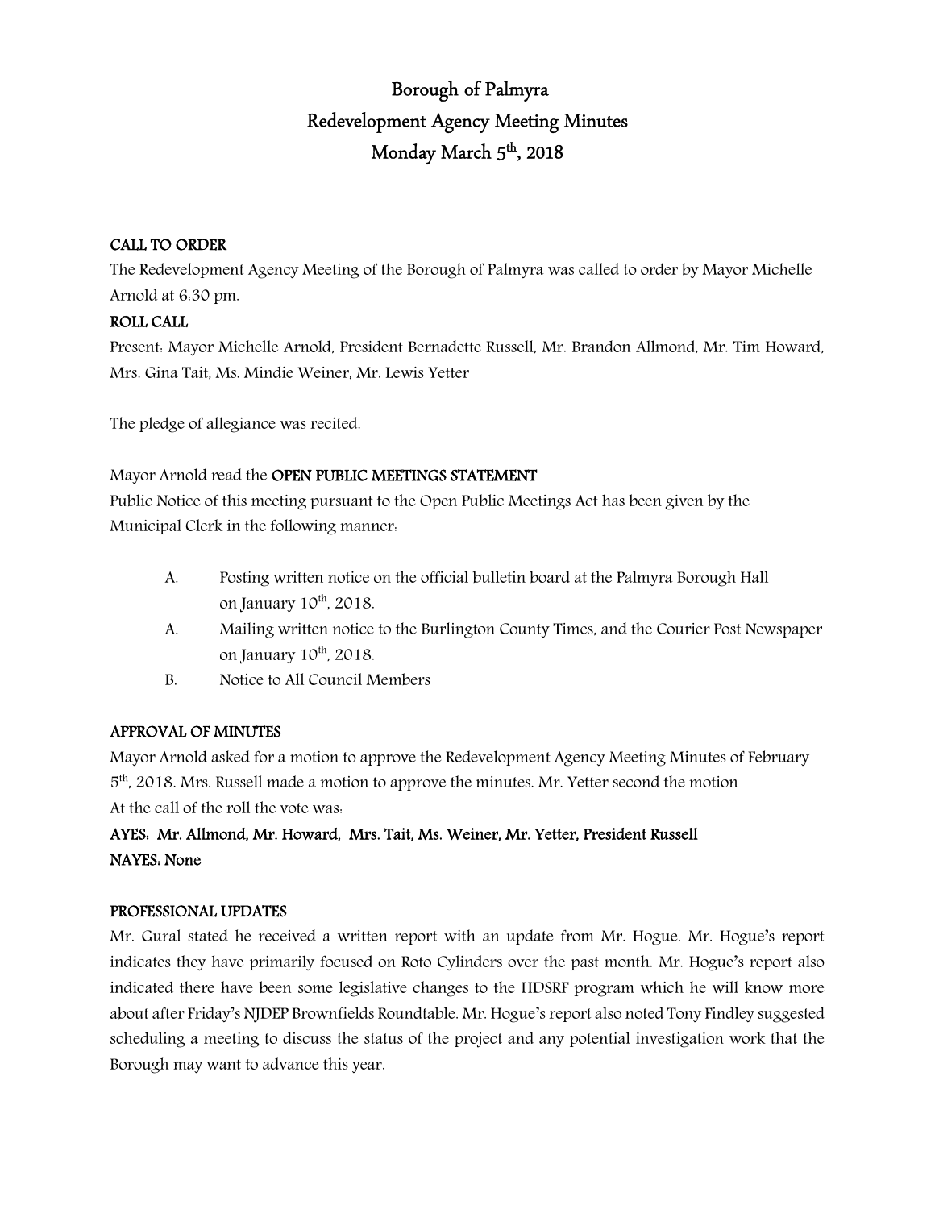# Borough of Palmyra
## Redevelopment Agency Meeting Minutes
## Monday March 5th, 2018

**CALL TO ORDER**

The Redevelopment Agency Meeting of the Borough of Palmyra was called to order by Mayor Michelle Arnold at 6:30 pm.

**ROLL CALL**

Present: Mayor Michelle Arnold, President Bernadette Russell, Mr. Brandon Allmond, Mr. Tim Howard, Mrs. Gina Tait, Ms. Mindie Weiner, Mr. Lewis Yetter

The pledge of allegiance was recited.

Mayor Arnold read the **OPEN PUBLIC MEETINGS STATEMENT**

Public Notice of this meeting pursuant to the Open Public Meetings Act has been given by the Municipal Clerk in the following manner:

A. Posting written notice on the official bulletin board at the Palmyra Borough Hall on January 10th, 2018.

A. Mailing written notice to the Burlington County Times, and the Courier Post Newspaper on January 10th, 2018.

B. Notice to All Council Members

**APPROVAL OF MINUTES**

Mayor Arnold asked for a motion to approve the Redevelopment Agency Meeting Minutes of February 5th, 2018. Mrs. Russell made a motion to approve the minutes. Mr. Yetter second the motion

At the call of the roll the vote was:

**AYES: Mr. Allmond, Mr. Howard, Mrs. Tait, Ms. Weiner, Mr. Yetter, President Russell**

**NAYES: None**

**PROFESSIONAL UPDATES**

Mr. Gural stated he received a written report with an update from Mr. Hogue. Mr. Hogue's report indicates they have primarily focused on Roto Cylinders over the past month. Mr. Hogue's report also indicated there have been some legislative changes to the HDSRF program which he will know more about after Friday's NJDEP Brownfields Roundtable. Mr. Hogue's report also noted Tony Findley suggested scheduling a meeting to discuss the status of the project and any potential investigation work that the Borough may want to advance this year.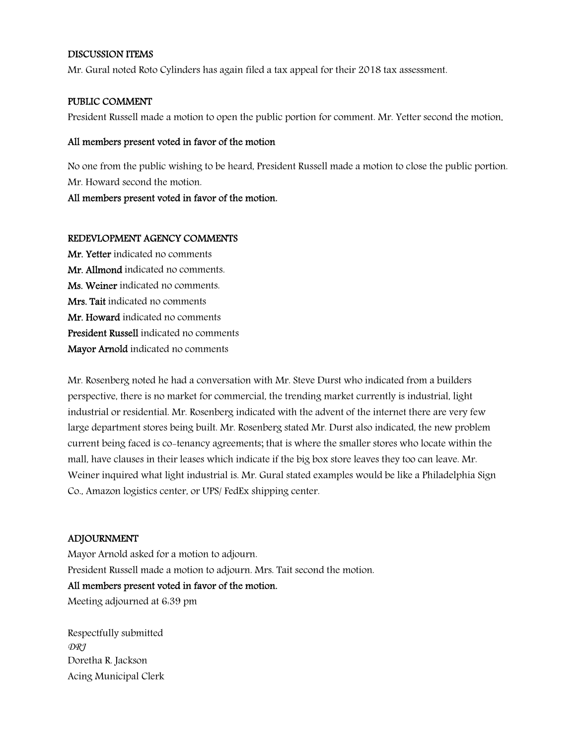**DISCUSSION ITEMS**

Mr. Gural noted Roto Cylinders has again filed a tax appeal for their 2018 tax assessment.

**PUBLIC COMMENT**

President Russell made a motion to open the public portion for comment. Mr. Yetter second the motion.

**All members present voted in favor of the motion**

No one from the public wishing to be heard, President Russell made a motion to close the public portion. Mr. Howard second the motion.

**All members present voted in favor of the motion.**

**REDEVLOPMENT AGENCY COMMENTS**

**Mr. Yetter** indicated no comments
**Mr. Allmond** indicated no comments.
**Ms. Weiner** indicated no comments.
**Mrs. Tait** indicated no comments
**Mr. Howard** indicated no comments
**President Russell** indicated no comments
**Mayor Arnold** indicated no comments

Mr. Rosenberg noted he had a conversation with Mr. Steve Durst who indicated from a builders perspective, there is no market for commercial, the trending market currently is industrial, light industrial or residential. Mr. Rosenberg indicated with the advent of the internet there are very few large department stores being built. Mr. Rosenberg stated Mr. Durst also indicated, the new problem current being faced is co-tenancy agreements; that is where the smaller stores who locate within the mall, have clauses in their leases which indicate if the big box store leaves they too can leave. Mr. Weiner inquired what light industrial is. Mr. Gural stated examples would be like a Philadelphia Sign Co., Amazon logistics center, or UPS/ FedEx shipping center.

**ADJOURNMENT**

Mayor Arnold asked for a motion to adjourn.
President Russell made a motion to adjourn. Mrs. Tait second the motion.
**All members present voted in favor of the motion.**
Meeting adjourned at 6:39 pm

Respectfully submitted
*DRJ*
Doretha R. Jackson
Acing Municipal Clerk